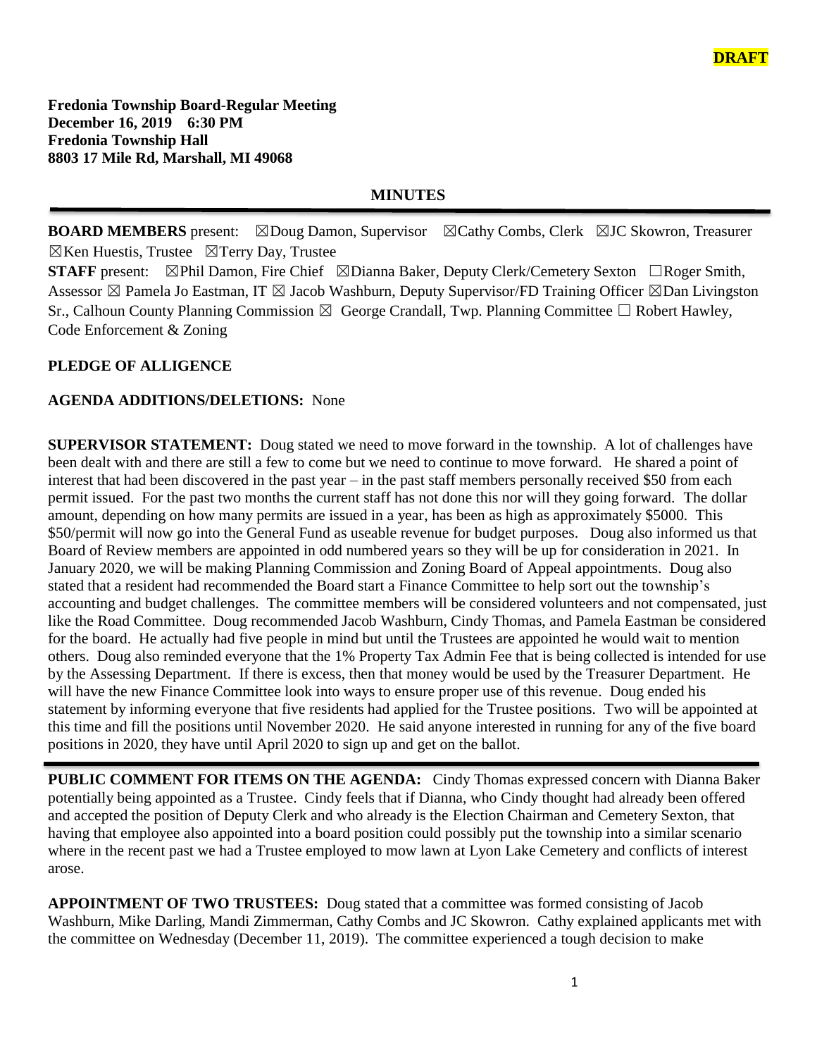**DRAFT**

**Fredonia Township Board-Regular Meeting**
**December 16, 2019 6:30 PM**
**Fredonia Township Hall**
**8803 17 Mile Rd, Marshall, MI 49068**

## MINUTES

**BOARD MEMBERS** present: ☒Doug Damon, Supervisor ☒Cathy Combs, Clerk ☒JC Skowron, Treasurer ☒Ken Huestis, Trustee ☒Terry Day, Trustee

**STAFF** present: ☒Phil Damon, Fire Chief ☒Dianna Baker, Deputy Clerk/Cemetery Sexton ☐Roger Smith, Assessor ☒ Pamela Jo Eastman, IT ☒ Jacob Washburn, Deputy Supervisor/FD Training Officer ☒Dan Livingston Sr., Calhoun County Planning Commission ☒ George Crandall, Twp. Planning Committee ☐ Robert Hawley, Code Enforcement & Zoning

**PLEDGE OF ALLIGENCE**

**AGENDA ADDITIONS/DELETIONS:** None

**SUPERVISOR STATEMENT:** Doug stated we need to move forward in the township. A lot of challenges have been dealt with and there are still a few to come but we need to continue to move forward. He shared a point of interest that had been discovered in the past year – in the past staff members personally received $50 from each permit issued. For the past two months the current staff has not done this nor will they going forward. The dollar amount, depending on how many permits are issued in a year, has been as high as approximately $5000. This $50/permit will now go into the General Fund as useable revenue for budget purposes. Doug also informed us that Board of Review members are appointed in odd numbered years so they will be up for consideration in 2021. In January 2020, we will be making Planning Commission and Zoning Board of Appeal appointments. Doug also stated that a resident had recommended the Board start a Finance Committee to help sort out the township's accounting and budget challenges. The committee members will be considered volunteers and not compensated, just like the Road Committee. Doug recommended Jacob Washburn, Cindy Thomas, and Pamela Eastman be considered for the board. He actually had five people in mind but until the Trustees are appointed he would wait to mention others. Doug also reminded everyone that the 1% Property Tax Admin Fee that is being collected is intended for use by the Assessing Department. If there is excess, then that money would be used by the Treasurer Department. He will have the new Finance Committee look into ways to ensure proper use of this revenue. Doug ended his statement by informing everyone that five residents had applied for the Trustee positions. Two will be appointed at this time and fill the positions until November 2020. He said anyone interested in running for any of the five board positions in 2020, they have until April 2020 to sign up and get on the ballot.

---

**PUBLIC COMMENT FOR ITEMS ON THE AGENDA:** Cindy Thomas expressed concern with Dianna Baker potentially being appointed as a Trustee. Cindy feels that if Dianna, who Cindy thought had already been offered and accepted the position of Deputy Clerk and who already is the Election Chairman and Cemetery Sexton, that having that employee also appointed into a board position could possibly put the township into a similar scenario where in the recent past we had a Trustee employed to mow lawn at Lyon Lake Cemetery and conflicts of interest arose.

**APPOINTMENT OF TWO TRUSTEES:** Doug stated that a committee was formed consisting of Jacob Washburn, Mike Darling, Mandi Zimmerman, Cathy Combs and JC Skowron. Cathy explained applicants met with the committee on Wednesday (December 11, 2019). The committee experienced a tough decision to make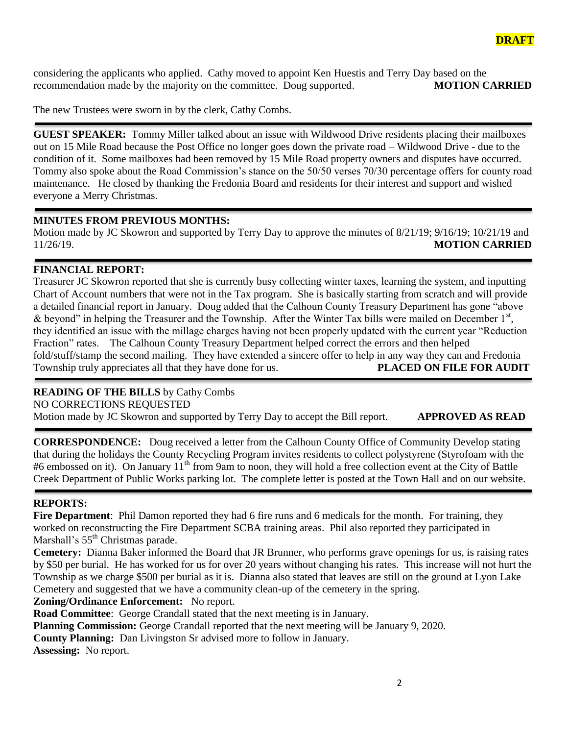**DRAFT**

considering the applicants who applied. Cathy moved to appoint Ken Huestis and Terry Day based on the recommendation made by the majority on the committee. Doug supported. **MOTION CARRIED**

The new Trustees were sworn in by the clerk, Cathy Combs.

---

**GUEST SPEAKER:** Tommy Miller talked about an issue with Wildwood Drive residents placing their mailboxes out on 15 Mile Road because the Post Office no longer goes down the private road – Wildwood Drive - due to the condition of it. Some mailboxes had been removed by 15 Mile Road property owners and disputes have occurred. Tommy also spoke about the Road Commission's stance on the 50/50 verses 70/30 percentage offers for county road maintenance. He closed by thanking the Fredonia Board and residents for their interest and support and wished everyone a Merry Christmas.

---

**MINUTES FROM PREVIOUS MONTHS:**
Motion made by JC Skowron and supported by Terry Day to approve the minutes of 8/21/19; 9/16/19; 10/21/19 and 11/26/19. **MOTION CARRIED**

---

**FINANCIAL REPORT:**
Treasurer JC Skowron reported that she is currently busy collecting winter taxes, learning the system, and inputting Chart of Account numbers that were not in the Tax program. She is basically starting from scratch and will provide a detailed financial report in January. Doug added that the Calhoun County Treasury Department has gone "above & beyond" in helping the Treasurer and the Township. After the Winter Tax bills were mailed on December 1st, they identified an issue with the millage charges having not been properly updated with the current year "Reduction Fraction" rates. The Calhoun County Treasury Department helped correct the errors and then helped fold/stuff/stamp the second mailing. They have extended a sincere offer to help in any way they can and Fredonia Township truly appreciates all that they have done for us. **PLACED ON FILE FOR AUDIT**

---

**READING OF THE BILLS** by Cathy Combs
NO CORRECTIONS REQUESTED
Motion made by JC Skowron and supported by Terry Day to accept the Bill report. **APPROVED AS READ**

---

**CORRESPONDENCE:** Doug received a letter from the Calhoun County Office of Community Develop stating that during the holidays the County Recycling Program invites residents to collect polystyrene (Styrofoam with the #6 embossed on it). On January 11th from 9am to noon, they will hold a free collection event at the City of Battle Creek Department of Public Works parking lot. The complete letter is posted at the Town Hall and on our website.

---

**REPORTS:**
**Fire Department**: Phil Damon reported they had 6 fire runs and 6 medicals for the month. For training, they worked on reconstructing the Fire Department SCBA training areas. Phil also reported they participated in Marshall's 55th Christmas parade.
**Cemetery:** Dianna Baker informed the Board that JR Brunner, who performs grave openings for us, is raising rates by $50 per burial. He has worked for us for over 20 years without changing his rates. This increase will not hurt the Township as we charge $500 per burial as it is. Dianna also stated that leaves are still on the ground at Lyon Lake Cemetery and suggested that we have a community clean-up of the cemetery in the spring.
**Zoning/Ordinance Enforcement:** No report.
**Road Committee**: George Crandall stated that the next meeting is in January.
**Planning Commission:** George Crandall reported that the next meeting will be January 9, 2020.
**County Planning:** Dan Livingston Sr advised more to follow in January.
**Assessing:** No report.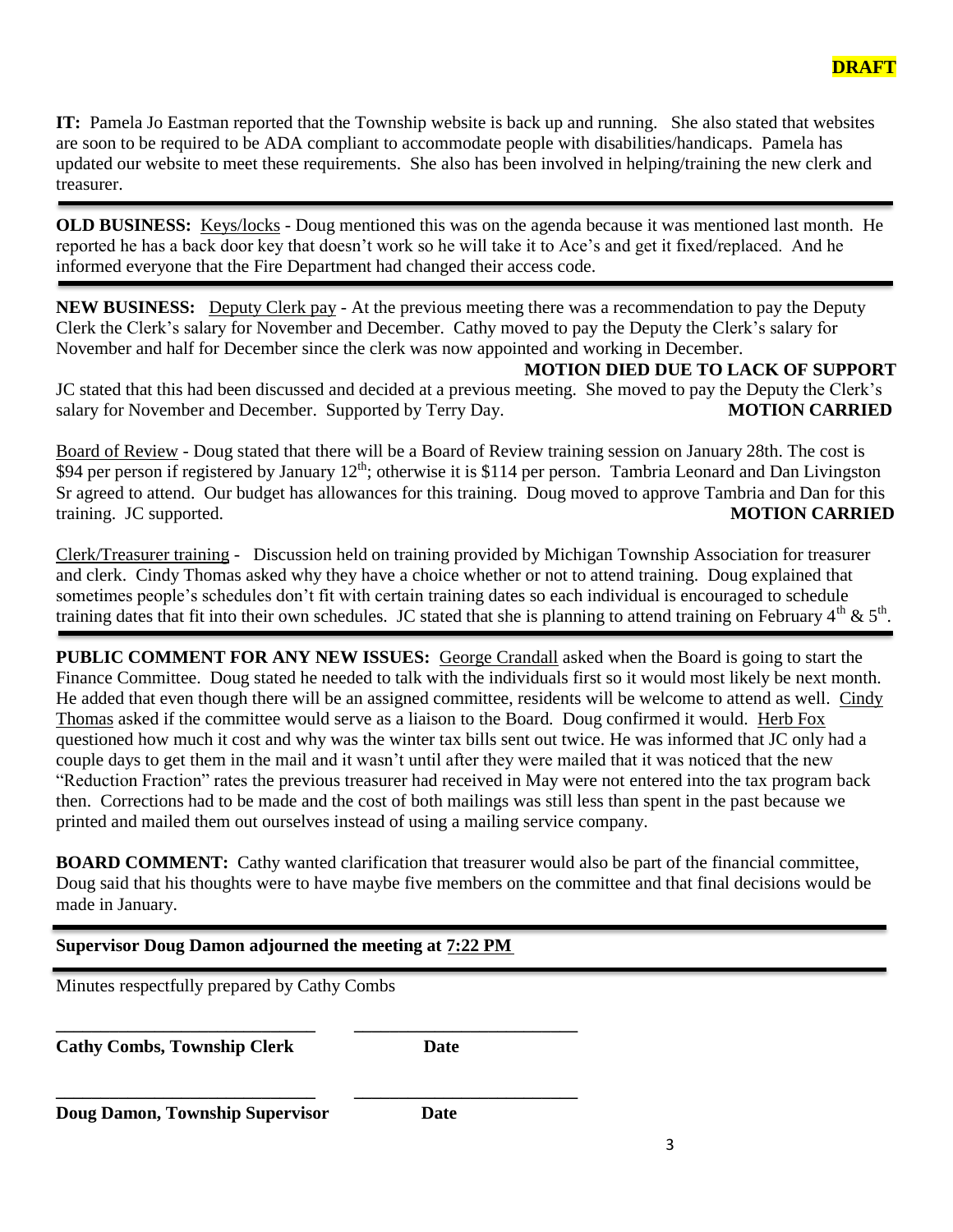**DRAFT**

**IT:** Pamela Jo Eastman reported that the Township website is back up and running. She also stated that websites are soon to be required to be ADA compliant to accommodate people with disabilities/handicaps. Pamela has updated our website to meet these requirements. She also has been involved in helping/training the new clerk and treasurer.

---

**OLD BUSINESS:** Keys/locks - Doug mentioned this was on the agenda because it was mentioned last month. He reported he has a back door key that doesn't work so he will take it to Ace's and get it fixed/replaced. And he informed everyone that the Fire Department had changed their access code.

---

**NEW BUSINESS:** Deputy Clerk pay - At the previous meeting there was a recommendation to pay the Deputy Clerk the Clerk's salary for November and December. Cathy moved to pay the Deputy the Clerk's salary for November and half for December since the clerk was now appointed and working in December.

**MOTION DIED DUE TO LACK OF SUPPORT**

JC stated that this had been discussed and decided at a previous meeting. She moved to pay the Deputy the Clerk's salary for November and December. Supported by Terry Day. **MOTION CARRIED**

Board of Review - Doug stated that there will be a Board of Review training session on January 28th. The cost is $94 per person if registered by January 12th; otherwise it is $114 per person. Tambria Leonard and Dan Livingston Sr agreed to attend. Our budget has allowances for this training. Doug moved to approve Tambria and Dan for this training. JC supported. **MOTION CARRIED**

Clerk/Treasurer training - Discussion held on training provided by Michigan Township Association for treasurer and clerk. Cindy Thomas asked why they have a choice whether or not to attend training. Doug explained that sometimes people's schedules don't fit with certain training dates so each individual is encouraged to schedule training dates that fit into their own schedules. JC stated that she is planning to attend training on February 4th & 5th.

---

**PUBLIC COMMENT FOR ANY NEW ISSUES:** George Crandall asked when the Board is going to start the Finance Committee. Doug stated he needed to talk with the individuals first so it would most likely be next month. He added that even though there will be an assigned committee, residents will be welcome to attend as well. Cindy Thomas asked if the committee would serve as a liaison to the Board. Doug confirmed it would. Herb Fox questioned how much it cost and why was the winter tax bills sent out twice. He was informed that JC only had a couple days to get them in the mail and it wasn't until after they were mailed that it was noticed that the new "Reduction Fraction" rates the previous treasurer had received in May were not entered into the tax program back then. Corrections had to be made and the cost of both mailings was still less than spent in the past because we printed and mailed them out ourselves instead of using a mailing service company.

**BOARD COMMENT:** Cathy wanted clarification that treasurer would also be part of the financial committee, Doug said that his thoughts were to have maybe five members on the committee and that final decisions would be made in January.

---

**Supervisor Doug Damon adjourned the meeting at 7:22 PM**

---

Minutes respectfully prepared by Cathy Combs

_____________________________ _________________________

**Cathy Combs, Township Clerk** **Date**

_____________________________ _________________________

**Doug Damon, Township Supervisor** **Date**